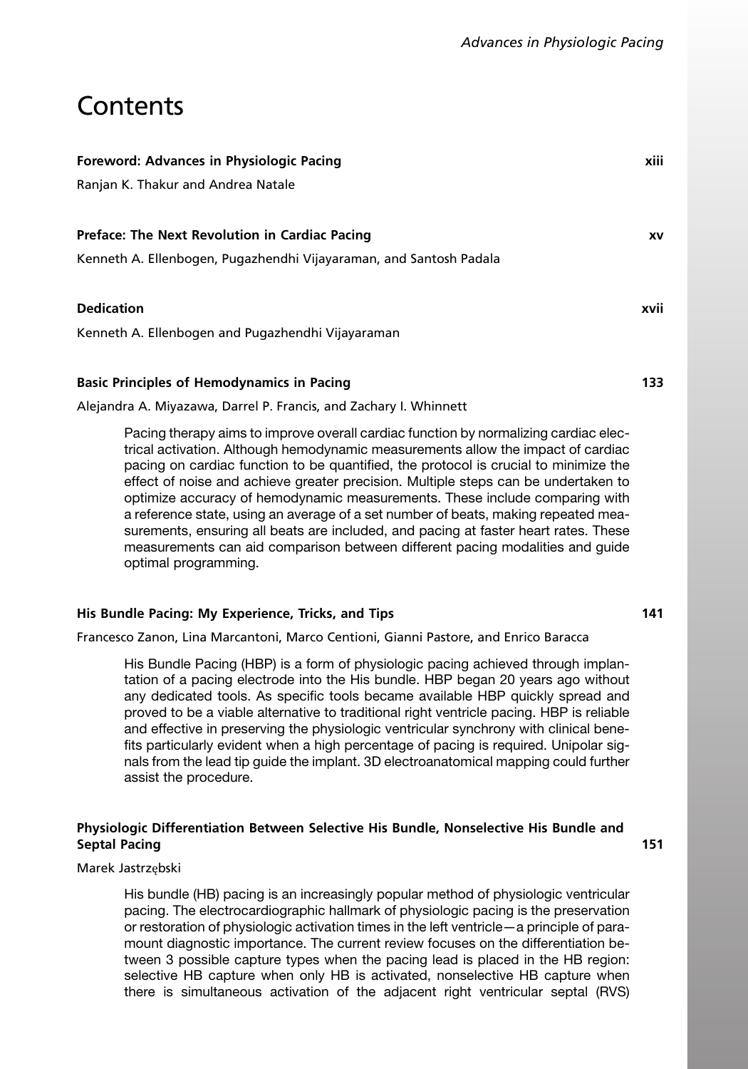# Contents

**Foreword: Advances in Physiologic Pacing** xiii

Ranjan K. Thakur and Andrea Natale

**Preface: The Next Revolution in Cardiac Pacing** xv

Kenneth A. Ellenbogen, Pugazhendhi Vijayaraman, and Santosh Padala

**Dedication** xvii

Kenneth A. Ellenbogen and Pugazhendhi Vijayaraman

**Basic Principles of Hemodynamics in Pacing** 133

Alejandra A. Miyazawa, Darrel P. Francis, and Zachary I. Whinnett

Pacing therapy aims to improve overall cardiac function by normalizing cardiac electrical activation. Although hemodynamic measurements allow the impact of cardiac pacing on cardiac function to be quantified, the protocol is crucial to minimize the effect of noise and achieve greater precision. Multiple steps can be undertaken to optimize accuracy of hemodynamic measurements. These include comparing with a reference state, using an average of a set number of beats, making repeated measurements, ensuring all beats are included, and pacing at faster heart rates. These measurements can aid comparison between different pacing modalities and guide optimal programming.

**His Bundle Pacing: My Experience, Tricks, and Tips** 141

Francesco Zanon, Lina Marcantoni, Marco Centioni, Gianni Pastore, and Enrico Baracca

His Bundle Pacing (HBP) is a form of physiologic pacing achieved through implantation of a pacing electrode into the His bundle. HBP began 20 years ago without any dedicated tools. As specific tools became available HBP quickly spread and proved to be a viable alternative to traditional right ventricle pacing. HBP is reliable and effective in preserving the physiologic ventricular synchrony with clinical benefits particularly evident when a high percentage of pacing is required. Unipolar signals from the lead tip guide the implant. 3D electroanatomical mapping could further assist the procedure.

**Physiologic Differentiation Between Selective His Bundle, Nonselective His Bundle and Septal Pacing** 151

Marek Jastrzębski

His bundle (HB) pacing is an increasingly popular method of physiologic ventricular pacing. The electrocardiographic hallmark of physiologic pacing is the preservation or restoration of physiologic activation times in the left ventricle—a principle of paramount diagnostic importance. The current review focuses on the differentiation between 3 possible capture types when the pacing lead is placed in the HB region: selective HB capture when only HB is activated, nonselective HB capture when there is simultaneous activation of the adjacent right ventricular septal (RVS)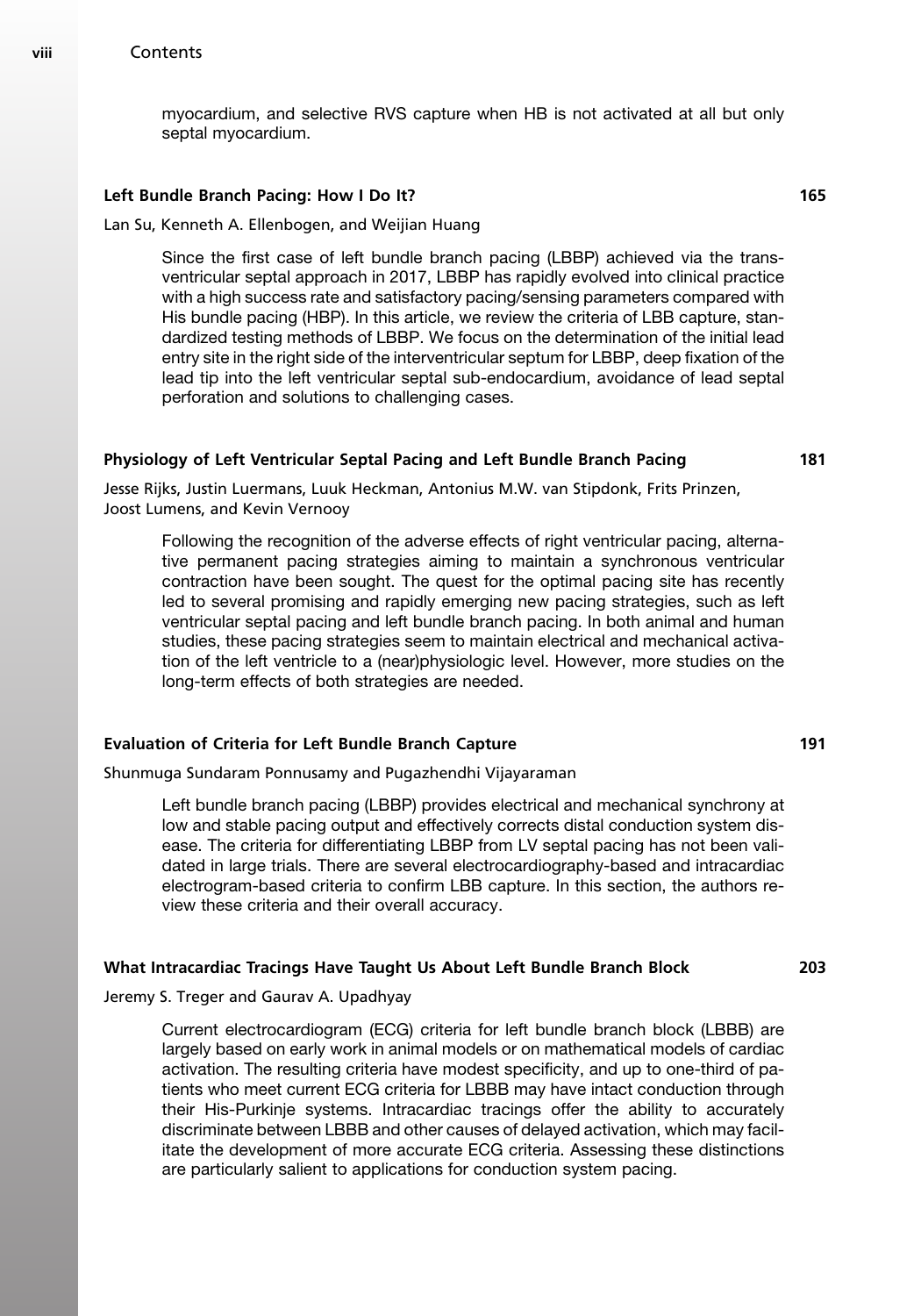myocardium, and selective RVS capture when HB is not activated at all but only septal myocardium.

### Left Bundle Branch Pacing: How I Do It? 165

Lan Su, Kenneth A. Ellenbogen, and Weijian Huang

Since the first case of left bundle branch pacing (LBBP) achieved via the trans-ventricular septal approach in 2017, LBBP has rapidly evolved into clinical practice with a high success rate and satisfactory pacing/sensing parameters compared with His bundle pacing (HBP). In this article, we review the criteria of LBB capture, standardized testing methods of LBBP. We focus on the determination of the initial lead entry site in the right side of the interventricular septum for LBBP, deep fixation of the lead tip into the left ventricular septal sub-endocardium, avoidance of lead septal perforation and solutions to challenging cases.

### Physiology of Left Ventricular Septal Pacing and Left Bundle Branch Pacing 181

Jesse Rijks, Justin Luermans, Luuk Heckman, Antonius M.W. van Stipdonk, Frits Prinzen, Joost Lumens, and Kevin Vernooy

Following the recognition of the adverse effects of right ventricular pacing, alternative permanent pacing strategies aiming to maintain a synchronous ventricular contraction have been sought. The quest for the optimal pacing site has recently led to several promising and rapidly emerging new pacing strategies, such as left ventricular septal pacing and left bundle branch pacing. In both animal and human studies, these pacing strategies seem to maintain electrical and mechanical activation of the left ventricle to a (near)physiologic level. However, more studies on the long-term effects of both strategies are needed.

### Evaluation of Criteria for Left Bundle Branch Capture 191

Shunmuga Sundaram Ponnusamy and Pugazhendhi Vijayaraman

Left bundle branch pacing (LBBP) provides electrical and mechanical synchrony at low and stable pacing output and effectively corrects distal conduction system disease. The criteria for differentiating LBBP from LV septal pacing has not been validated in large trials. There are several electrocardiography-based and intracardiac electrogram-based criteria to confirm LBB capture. In this section, the authors review these criteria and their overall accuracy.

### What Intracardiac Tracings Have Taught Us About Left Bundle Branch Block 203

Jeremy S. Treger and Gaurav A. Upadhyay

Current electrocardiogram (ECG) criteria for left bundle branch block (LBBB) are largely based on early work in animal models or on mathematical models of cardiac activation. The resulting criteria have modest specificity, and up to one-third of patients who meet current ECG criteria for LBBB may have intact conduction through their His-Purkinje systems. Intracardiac tracings offer the ability to accurately discriminate between LBBB and other causes of delayed activation, which may facilitate the development of more accurate ECG criteria. Assessing these distinctions are particularly salient to applications for conduction system pacing.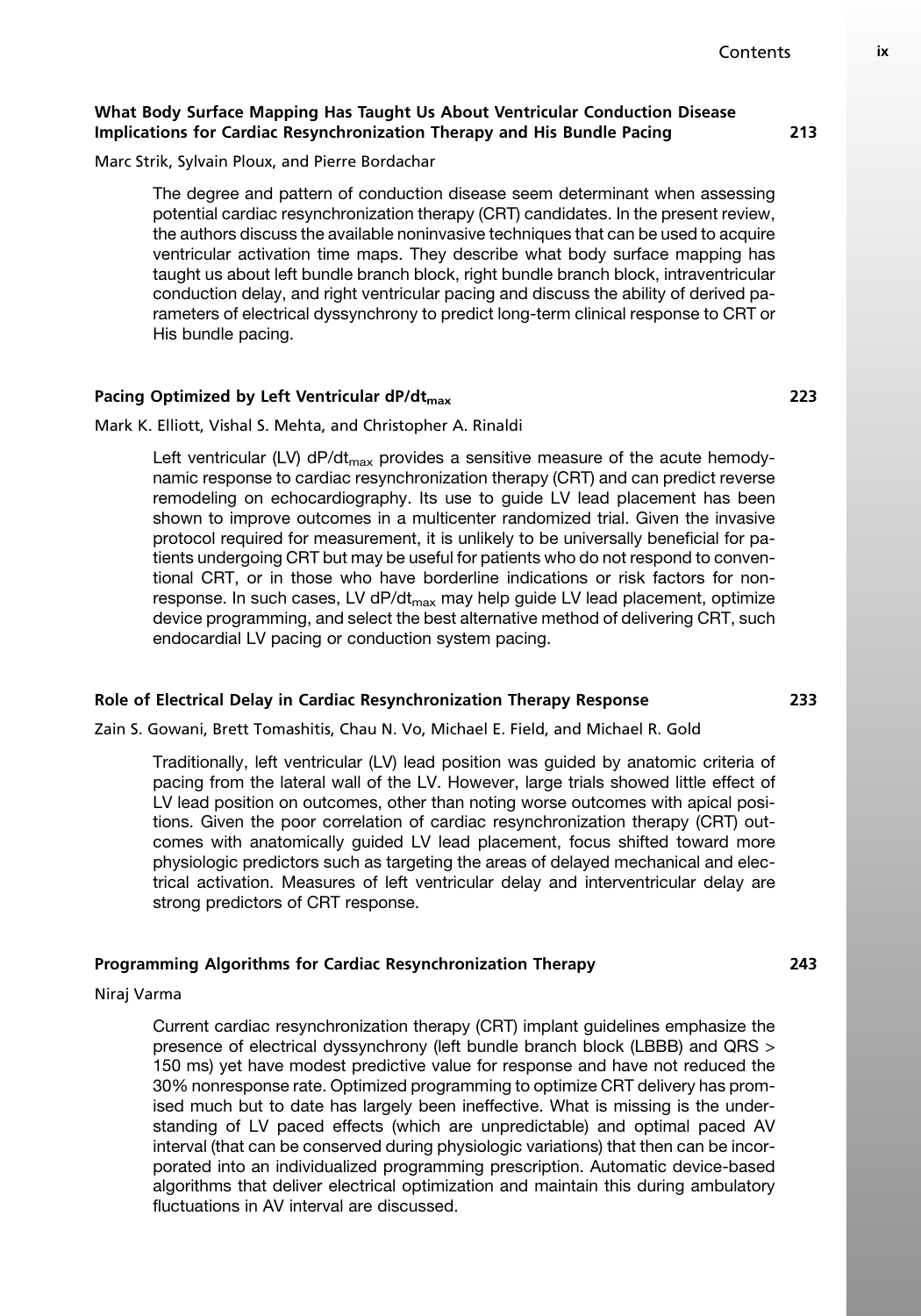**What Body Surface Mapping Has Taught Us About Ventricular Conduction Disease Implications for Cardiac Resynchronization Therapy and His Bundle Pacing** **213**

Marc Strik, Sylvain Ploux, and Pierre Bordachar

The degree and pattern of conduction disease seem determinant when assessing potential cardiac resynchronization therapy (CRT) candidates. In the present review, the authors discuss the available noninvasive techniques that can be used to acquire ventricular activation time maps. They describe what body surface mapping has taught us about left bundle branch block, right bundle branch block, intraventricular conduction delay, and right ventricular pacing and discuss the ability of derived parameters of electrical dyssynchrony to predict long-term clinical response to CRT or His bundle pacing.

**Pacing Optimized by Left Ventricular dP/dt$_{max}$** **223**

Mark K. Elliott, Vishal S. Mehta, and Christopher A. Rinaldi

Left ventricular (LV) dP/dt$_{max}$ provides a sensitive measure of the acute hemodynamic response to cardiac resynchronization therapy (CRT) and can predict reverse remodeling on echocardiography. Its use to guide LV lead placement has been shown to improve outcomes in a multicenter randomized trial. Given the invasive protocol required for measurement, it is unlikely to be universally beneficial for patients undergoing CRT but may be useful for patients who do not respond to conventional CRT, or in those who have borderline indications or risk factors for nonresponse. In such cases, LV dP/dt$_{max}$ may help guide LV lead placement, optimize device programming, and select the best alternative method of delivering CRT, such endocardial LV pacing or conduction system pacing.

**Role of Electrical Delay in Cardiac Resynchronization Therapy Response** **233**

Zain S. Gowani, Brett Tomashitis, Chau N. Vo, Michael E. Field, and Michael R. Gold

Traditionally, left ventricular (LV) lead position was guided by anatomic criteria of pacing from the lateral wall of the LV. However, large trials showed little effect of LV lead position on outcomes, other than noting worse outcomes with apical positions. Given the poor correlation of cardiac resynchronization therapy (CRT) outcomes with anatomically guided LV lead placement, focus shifted toward more physiologic predictors such as targeting the areas of delayed mechanical and electrical activation. Measures of left ventricular delay and interventricular delay are strong predictors of CRT response.

**Programming Algorithms for Cardiac Resynchronization Therapy** **243**

Niraj Varma

Current cardiac resynchronization therapy (CRT) implant guidelines emphasize the presence of electrical dyssynchrony (left bundle branch block (LBBB) and QRS > 150 ms) yet have modest predictive value for response and have not reduced the 30% nonresponse rate. Optimized programming to optimize CRT delivery has promised much but to date has largely been ineffective. What is missing is the understanding of LV paced effects (which are unpredictable) and optimal paced AV interval (that can be conserved during physiologic variations) that then can be incorporated into an individualized programming prescription. Automatic device-based algorithms that deliver electrical optimization and maintain this during ambulatory fluctuations in AV interval are discussed.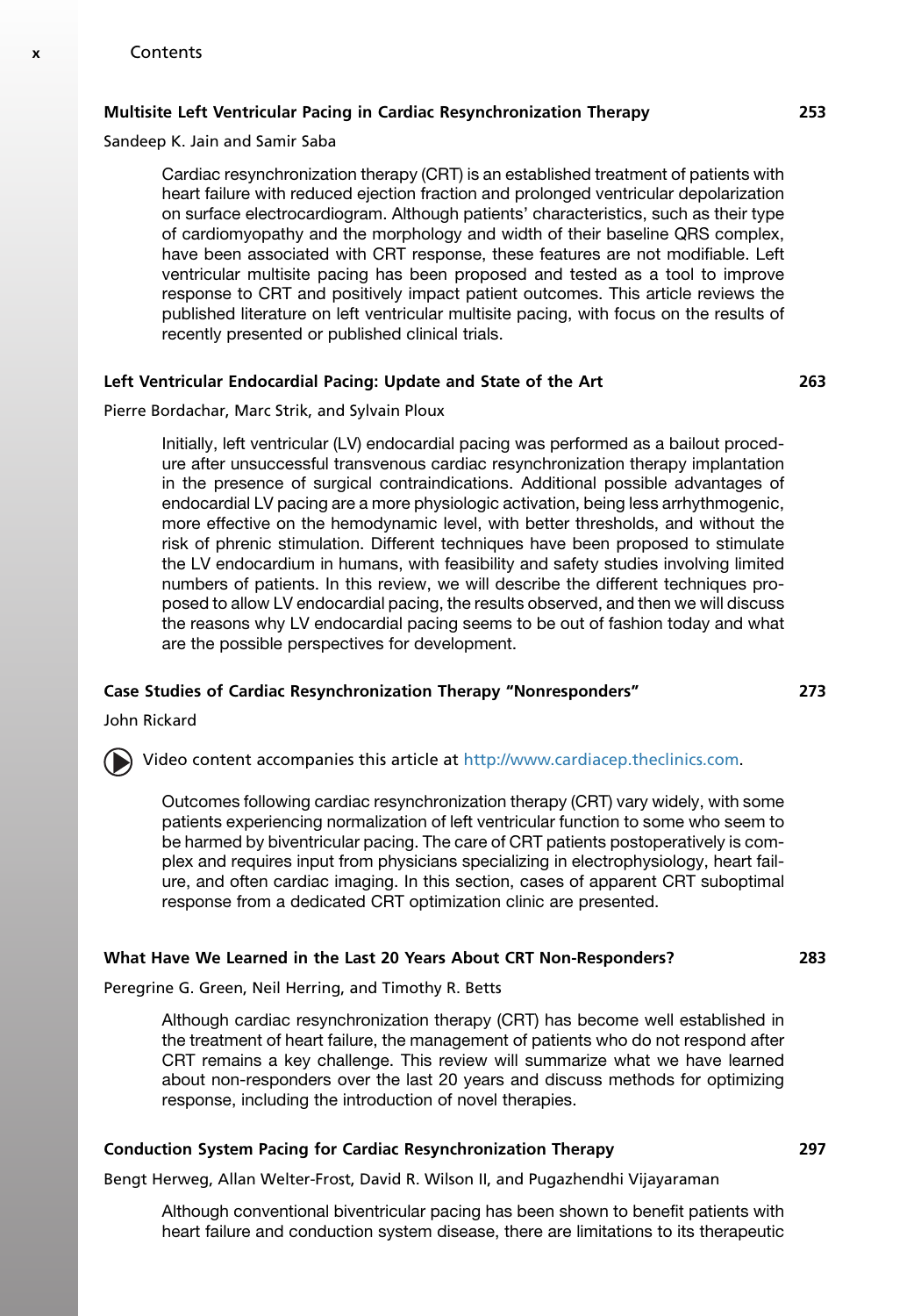**Multisite Left Ventricular Pacing in Cardiac Resynchronization Therapy** 253

Sandeep K. Jain and Samir Saba

Cardiac resynchronization therapy (CRT) is an established treatment of patients with heart failure with reduced ejection fraction and prolonged ventricular depolarization on surface electrocardiogram. Although patients' characteristics, such as their type of cardiomyopathy and the morphology and width of their baseline QRS complex, have been associated with CRT response, these features are not modifiable. Left ventricular multisite pacing has been proposed and tested as a tool to improve response to CRT and positively impact patient outcomes. This article reviews the published literature on left ventricular multisite pacing, with focus on the results of recently presented or published clinical trials.

**Left Ventricular Endocardial Pacing: Update and State of the Art** 263

Pierre Bordachar, Marc Strik, and Sylvain Ploux

Initially, left ventricular (LV) endocardial pacing was performed as a bailout procedure after unsuccessful transvenous cardiac resynchronization therapy implantation in the presence of surgical contraindications. Additional possible advantages of endocardial LV pacing are a more physiologic activation, being less arrhythmogenic, more effective on the hemodynamic level, with better thresholds, and without the risk of phrenic stimulation. Different techniques have been proposed to stimulate the LV endocardium in humans, with feasibility and safety studies involving limited numbers of patients. In this review, we will describe the different techniques proposed to allow LV endocardial pacing, the results observed, and then we will discuss the reasons why LV endocardial pacing seems to be out of fashion today and what are the possible perspectives for development.

**Case Studies of Cardiac Resynchronization Therapy "Nonresponders"** 273

John Rickard

Video content accompanies this article at http://www.cardiacep.theclinics.com.

Outcomes following cardiac resynchronization therapy (CRT) vary widely, with some patients experiencing normalization of left ventricular function to some who seem to be harmed by biventricular pacing. The care of CRT patients postoperatively is complex and requires input from physicians specializing in electrophysiology, heart failure, and often cardiac imaging. In this section, cases of apparent CRT suboptimal response from a dedicated CRT optimization clinic are presented.

**What Have We Learned in the Last 20 Years About CRT Non-Responders?** 283

Peregrine G. Green, Neil Herring, and Timothy R. Betts

Although cardiac resynchronization therapy (CRT) has become well established in the treatment of heart failure, the management of patients who do not respond after CRT remains a key challenge. This review will summarize what we have learned about non-responders over the last 20 years and discuss methods for optimizing response, including the introduction of novel therapies.

**Conduction System Pacing for Cardiac Resynchronization Therapy** 297

Bengt Herweg, Allan Welter-Frost, David R. Wilson II, and Pugazhendhi Vijayaraman

Although conventional biventricular pacing has been shown to benefit patients with heart failure and conduction system disease, there are limitations to its therapeutic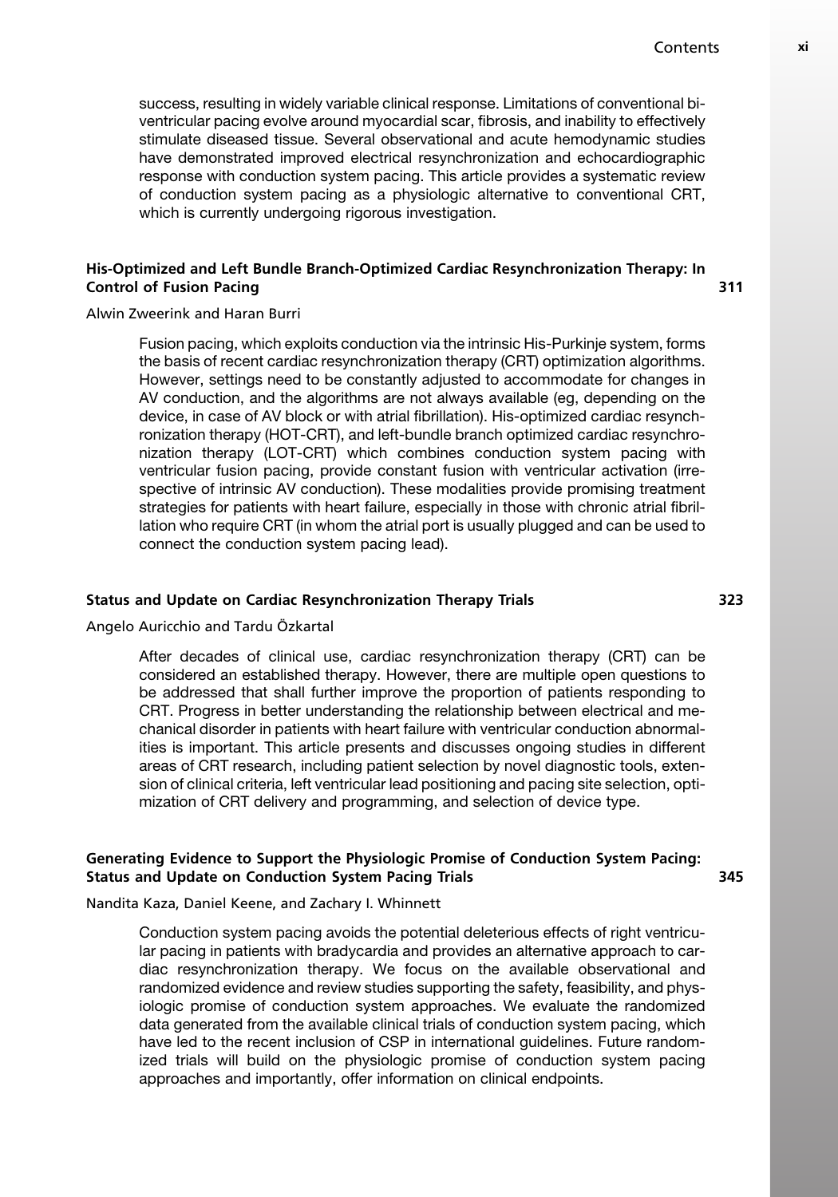success, resulting in widely variable clinical response. Limitations of conventional biventricular pacing evolve around myocardial scar, fibrosis, and inability to effectively stimulate diseased tissue. Several observational and acute hemodynamic studies have demonstrated improved electrical resynchronization and echocardiographic response with conduction system pacing. This article provides a systematic review of conduction system pacing as a physiologic alternative to conventional CRT, which is currently undergoing rigorous investigation.

**His-Optimized and Left Bundle Branch-Optimized Cardiac Resynchronization Therapy: In Control of Fusion Pacing** **311**

Alwin Zweerink and Haran Burri

Fusion pacing, which exploits conduction via the intrinsic His-Purkinje system, forms the basis of recent cardiac resynchronization therapy (CRT) optimization algorithms. However, settings need to be constantly adjusted to accommodate for changes in AV conduction, and the algorithms are not always available (eg, depending on the device, in case of AV block or with atrial fibrillation). His-optimized cardiac resynchronization therapy (HOT-CRT), and left-bundle branch optimized cardiac resynchronization therapy (LOT-CRT) which combines conduction system pacing with ventricular fusion pacing, provide constant fusion with ventricular activation (irrespective of intrinsic AV conduction). These modalities provide promising treatment strategies for patients with heart failure, especially in those with chronic atrial fibrillation who require CRT (in whom the atrial port is usually plugged and can be used to connect the conduction system pacing lead).

**Status and Update on Cardiac Resynchronization Therapy Trials** **323**

Angelo Auricchio and Tardu Özkartal

After decades of clinical use, cardiac resynchronization therapy (CRT) can be considered an established therapy. However, there are multiple open questions to be addressed that shall further improve the proportion of patients responding to CRT. Progress in better understanding the relationship between electrical and mechanical disorder in patients with heart failure with ventricular conduction abnormalities is important. This article presents and discusses ongoing studies in different areas of CRT research, including patient selection by novel diagnostic tools, extension of clinical criteria, left ventricular lead positioning and pacing site selection, optimization of CRT delivery and programming, and selection of device type.

**Generating Evidence to Support the Physiologic Promise of Conduction System Pacing: Status and Update on Conduction System Pacing Trials** **345**

Nandita Kaza, Daniel Keene, and Zachary I. Whinnett

Conduction system pacing avoids the potential deleterious effects of right ventricular pacing in patients with bradycardia and provides an alternative approach to cardiac resynchronization therapy. We focus on the available observational and randomized evidence and review studies supporting the safety, feasibility, and physiologic promise of conduction system approaches. We evaluate the randomized data generated from the available clinical trials of conduction system pacing, which have led to the recent inclusion of CSP in international guidelines. Future randomized trials will build on the physiologic promise of conduction system pacing approaches and importantly, offer information on clinical endpoints.